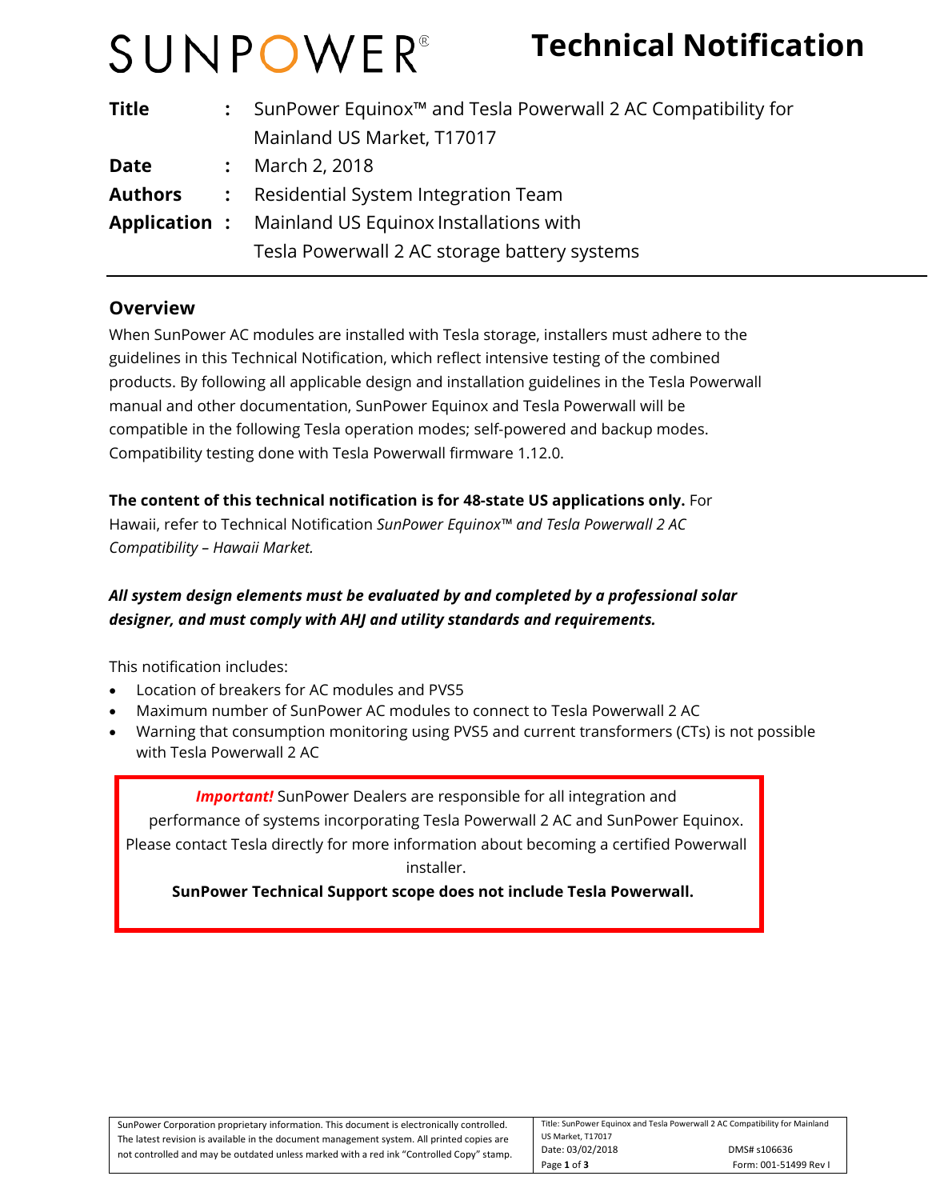SUNPOWER®

# Technical Notification

| | | |
|---|---|---|
| **Title** | : | SunPower Equinox™ and Tesla Powerwall 2 AC Compatibility for Mainland US Market, T17017 |
| **Date** | : | March 2, 2018 |
| **Authors** | : | Residential System Integration Team |
| **Application** | : | Mainland US Equinox Installations with Tesla Powerwall 2 AC storage battery systems |

## Overview

When SunPower AC modules are installed with Tesla storage, installers must adhere to the guidelines in this Technical Notification, which reflect intensive testing of the combined products. By following all applicable design and installation guidelines in the Tesla Powerwall manual and other documentation, SunPower Equinox and Tesla Powerwall will be compatible in the following Tesla operation modes; self-powered and backup modes. Compatibility testing done with Tesla Powerwall firmware 1.12.0.

**The content of this technical notification is for 48-state US applications only.** For Hawaii, refer to Technical Notification *SunPower Equinox™ and Tesla Powerwall 2 AC Compatibility – Hawaii Market.*

***All system design elements must be evaluated by and completed by a professional solar designer, and must comply with AHJ and utility standards and requirements.***

This notification includes:

- Location of breakers for AC modules and PVS5
- Maximum number of SunPower AC modules to connect to Tesla Powerwall 2 AC
- Warning that consumption monitoring using PVS5 and current transformers (CTs) is not possible with Tesla Powerwall 2 AC

> ***Important!*** SunPower Dealers are responsible for all integration and performance of systems incorporating Tesla Powerwall 2 AC and SunPower Equinox. Please contact Tesla directly for more information about becoming a certified Powerwall installer.
>
> **SunPower Technical Support scope does not include Tesla Powerwall.**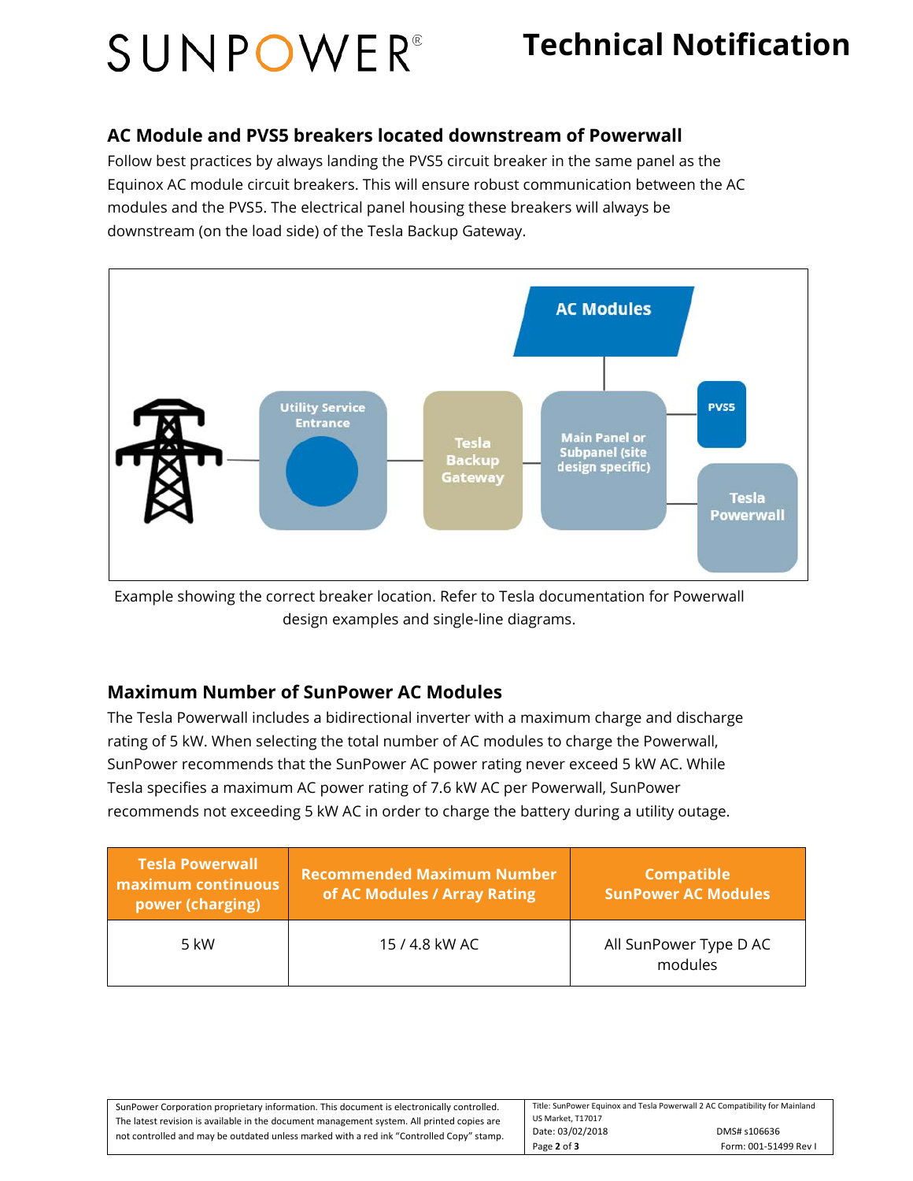## AC Module and PVS5 breakers located downstream of Powerwall

Follow best practices by always landing the PVS5 circuit breaker in the same panel as the Equinox AC module circuit breakers. This will ensure robust communication between the AC modules and the PVS5. The electrical panel housing these breakers will always be downstream (on the load side) of the Tesla Backup Gateway.

Example showing the correct breaker location. Refer to Tesla documentation for Powerwall design examples and single-line diagrams.

## Maximum Number of SunPower AC Modules

The Tesla Powerwall includes a bidirectional inverter with a maximum charge and discharge rating of 5 kW. When selecting the total number of AC modules to charge the Powerwall, SunPower recommends that the SunPower AC power rating never exceed 5 kW AC. While Tesla specifies a maximum AC power rating of 7.6 kW AC per Powerwall, SunPower recommends not exceeding 5 kW AC in order to charge the battery during a utility outage.

| Tesla Powerwall maximum continuous power (charging) | Recommended Maximum Number of AC Modules / Array Rating | Compatible SunPower AC Modules |
|---|---|---|
| 5 kW | 15 / 4.8 kW AC | All SunPower Type D AC modules |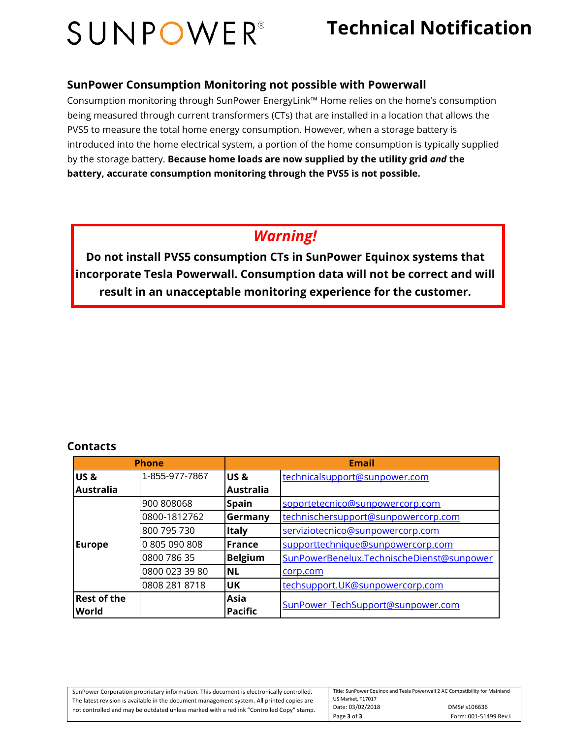## SunPower Consumption Monitoring not possible with Powerwall

Consumption monitoring through SunPower EnergyLink™ Home relies on the home's consumption being measured through current transformers (CTs) that are installed in a location that allows the PVS5 to measure the total home energy consumption. However, when a storage battery is introduced into the home electrical system, a portion of the home consumption is typically supplied by the storage battery. **Because home loads are now supplied by the utility grid *and* the battery, accurate consumption monitoring through the PVS5 is not possible.**

> ***Warning!***
>
> **Do not install PVS5 consumption CTs in SunPower Equinox systems that incorporate Tesla Powerwall. Consumption data will not be correct and will result in an unacceptable monitoring experience for the customer.**

### Contacts

| Phone | | Email | |
|---|---|---|---|
| **US & Australia** | 1-855-977-7867 | **US & Australia** | technicalsupport@sunpower.com |
| **Europe** | 900 808068 | **Spain** | soportetecnico@sunpowercorp.com |
| | 0800-1812762 | **Germany** | technischersupport@sunpowercorp.com |
| | 800 795 730 | **Italy** | serviziotecnico@sunpowercorp.com |
| | 0 805 090 808 | **France** | supporttechnique@sunpowercorp.com |
| | 0800 786 35 | **Belgium** | SunPowerBenelux.TechnischeDienst@sunpowercorp.com |
| | 0800 023 39 80 | **NL** | |
| | 0808 281 8718 | **UK** | techsupport.UK@sunpowercorp.com |
| **Rest of the World** | | **Asia Pacific** | SunPower_TechSupport@sunpower.com |